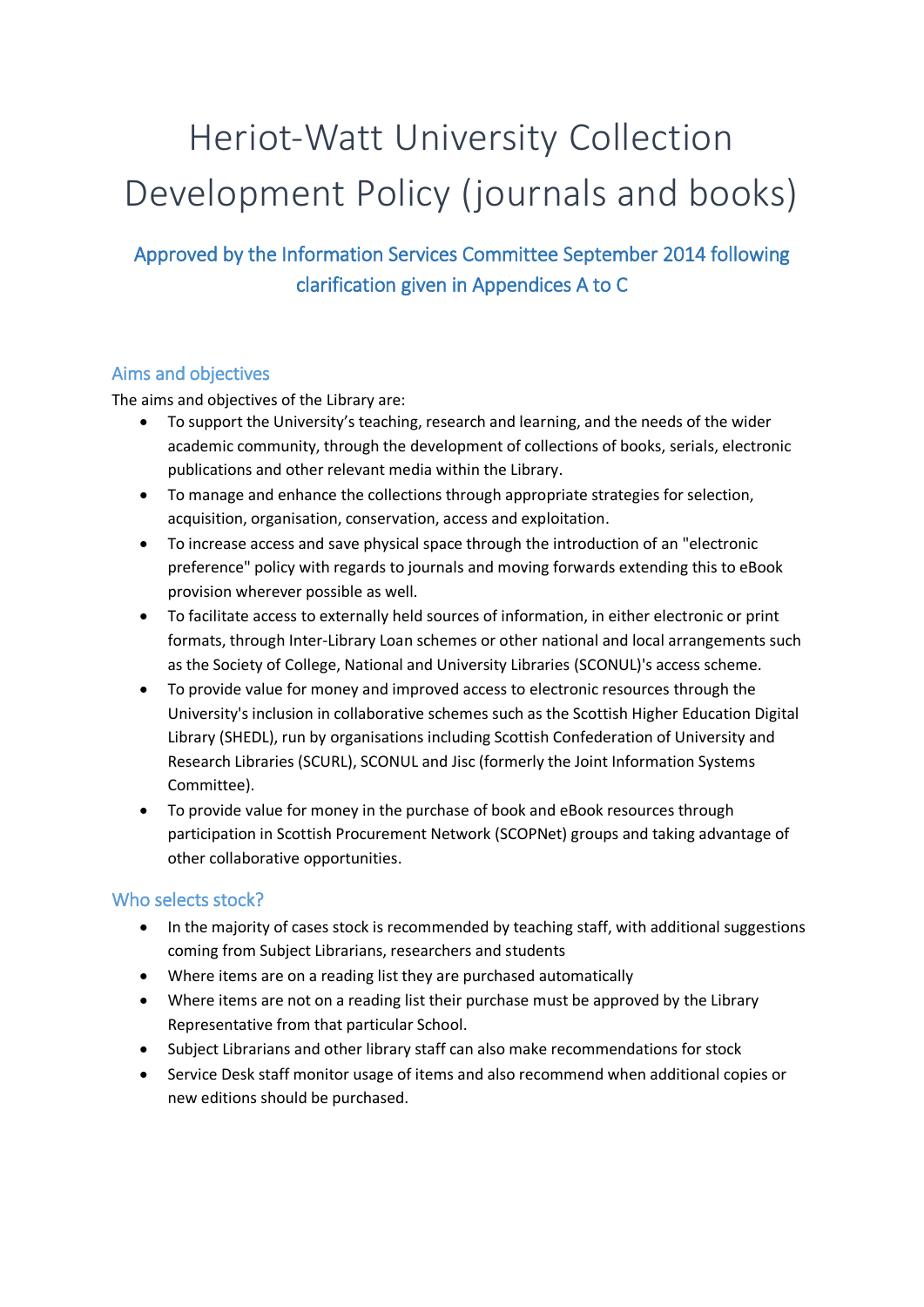# Heriot-Watt University Collection Development Policy (journals and books)

## Approved by the Information Services Committee September 2014 following clarification given in Appendices A to C

### Aims and objectives

The aims and objectives of the Library are:

- To support the University's teaching, research and learning, and the needs of the wider academic community, through the development of collections of books, serials, electronic publications and other relevant media within the Library.
- To manage and enhance the collections through appropriate strategies for selection, acquisition, organisation, conservation, access and exploitation.
- To increase access and save physical space through the introduction of an "electronic preference" policy with regards to journals and moving forwards extending this to eBook provision wherever possible as well.
- To facilitate access to externally held sources of information, in either electronic or print formats, through Inter-Library Loan schemes or other national and local arrangements such as the Society of College, National and University Libraries (SCONUL)'s access scheme.
- To provide value for money and improved access to electronic resources through the University's inclusion in collaborative schemes such as the Scottish Higher Education Digital Library (SHEDL), run by organisations including Scottish Confederation of University and Research Libraries (SCURL), SCONUL and Jisc (formerly the Joint Information Systems Committee).
- To provide value for money in the purchase of book and eBook resources through participation in Scottish Procurement Network (SCOPNet) groups and taking advantage of other collaborative opportunities.

### Who selects stock?

- In the majority of cases stock is recommended by teaching staff, with additional suggestions coming from Subject Librarians, researchers and students
- Where items are on a reading list they are purchased automatically
- Where items are not on a reading list their purchase must be approved by the Library Representative from that particular School.
- Subject Librarians and other library staff can also make recommendations for stock
- Service Desk staff monitor usage of items and also recommend when additional copies or new editions should be purchased.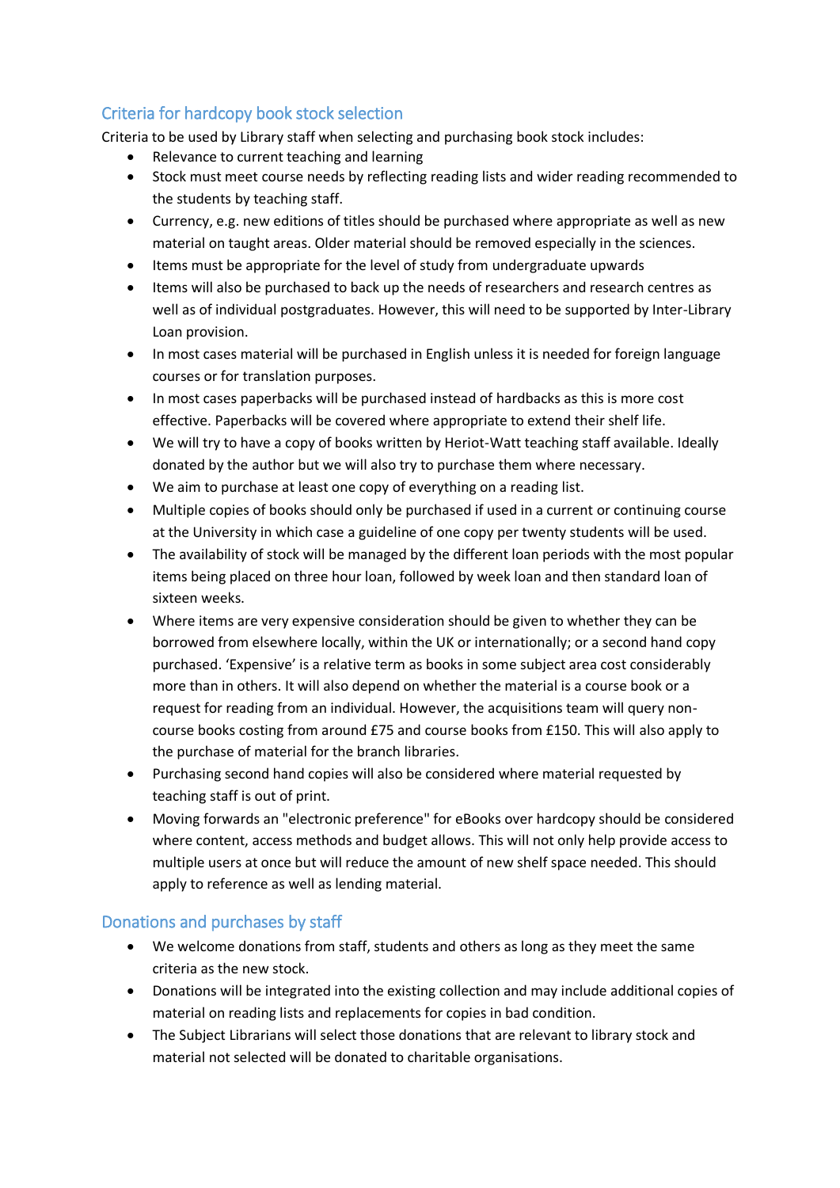## Criteria for hardcopy book stock selection

Criteria to be used by Library staff when selecting and purchasing book stock includes:

- Relevance to current teaching and learning
- Stock must meet course needs by reflecting reading lists and wider reading recommended to the students by teaching staff.
- Currency, e.g. new editions of titles should be purchased where appropriate as well as new material on taught areas. Older material should be removed especially in the sciences.
- Items must be appropriate for the level of study from undergraduate upwards
- Items will also be purchased to back up the needs of researchers and research centres as well as of individual postgraduates. However, this will need to be supported by Inter-Library Loan provision.
- In most cases material will be purchased in English unless it is needed for foreign language courses or for translation purposes.
- In most cases paperbacks will be purchased instead of hardbacks as this is more cost effective. Paperbacks will be covered where appropriate to extend their shelf life.
- We will try to have a copy of books written by Heriot-Watt teaching staff available. Ideally donated by the author but we will also try to purchase them where necessary.
- We aim to purchase at least one copy of everything on a reading list.
- Multiple copies of books should only be purchased if used in a current or continuing course at the University in which case a guideline of one copy per twenty students will be used.
- The availability of stock will be managed by the different loan periods with the most popular items being placed on three hour loan, followed by week loan and then standard loan of sixteen weeks.
- Where items are very expensive consideration should be given to whether they can be borrowed from elsewhere locally, within the UK or internationally; or a second hand copy purchased. 'Expensive' is a relative term as books in some subject area cost considerably more than in others. It will also depend on whether the material is a course book or a request for reading from an individual. However, the acquisitions team will query non-course books costing from around £75 and course books from £150. This will also apply to the purchase of material for the branch libraries.
- Purchasing second hand copies will also be considered where material requested by teaching staff is out of print.
- Moving forwards an "electronic preference" for eBooks over hardcopy should be considered where content, access methods and budget allows. This will not only help provide access to multiple users at once but will reduce the amount of new shelf space needed. This should apply to reference as well as lending material.

## Donations and purchases by staff

- We welcome donations from staff, students and others as long as they meet the same criteria as the new stock.
- Donations will be integrated into the existing collection and may include additional copies of material on reading lists and replacements for copies in bad condition.
- The Subject Librarians will select those donations that are relevant to library stock and material not selected will be donated to charitable organisations.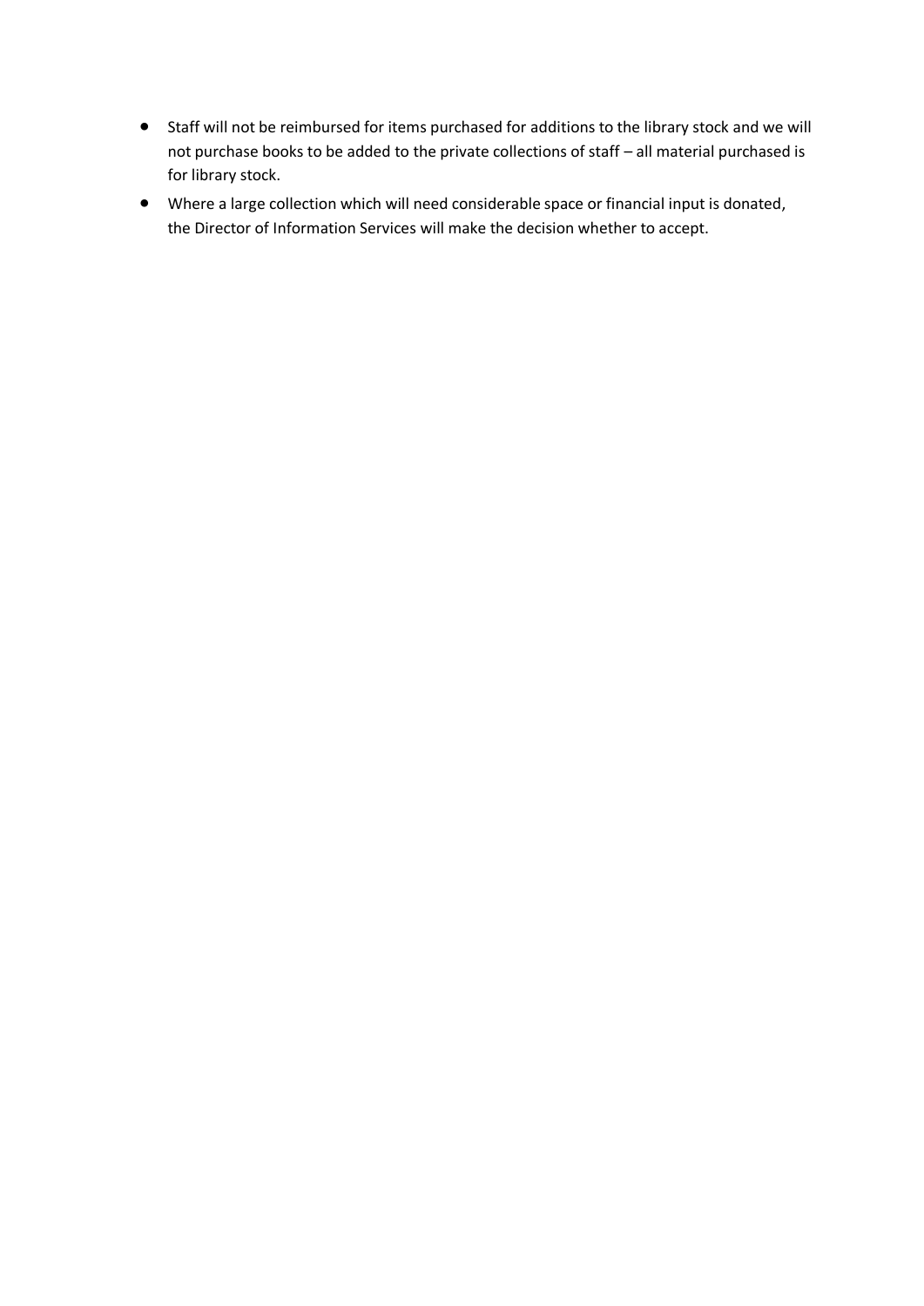- Staff will not be reimbursed for items purchased for additions to the library stock and we will not purchase books to be added to the private collections of staff – all material purchased is for library stock.
- Where a large collection which will need considerable space or financial input is donated, the Director of Information Services will make the decision whether to accept.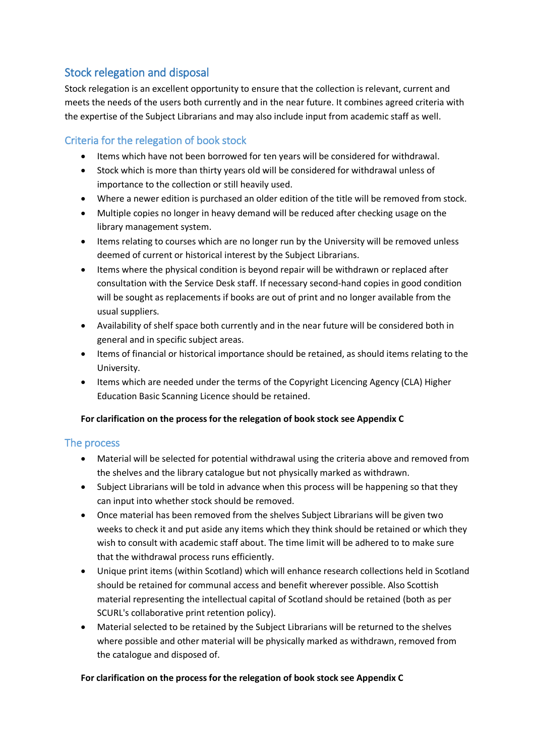## Stock relegation and disposal

Stock relegation is an excellent opportunity to ensure that the collection is relevant, current and meets the needs of the users both currently and in the near future. It combines agreed criteria with the expertise of the Subject Librarians and may also include input from academic staff as well.

### Criteria for the relegation of book stock

- Items which have not been borrowed for ten years will be considered for withdrawal.
- Stock which is more than thirty years old will be considered for withdrawal unless of importance to the collection or still heavily used.
- Where a newer edition is purchased an older edition of the title will be removed from stock.
- Multiple copies no longer in heavy demand will be reduced after checking usage on the library management system.
- Items relating to courses which are no longer run by the University will be removed unless deemed of current or historical interest by the Subject Librarians.
- Items where the physical condition is beyond repair will be withdrawn or replaced after consultation with the Service Desk staff. If necessary second-hand copies in good condition will be sought as replacements if books are out of print and no longer available from the usual suppliers.
- Availability of shelf space both currently and in the near future will be considered both in general and in specific subject areas.
- Items of financial or historical importance should be retained, as should items relating to the University.
- Items which are needed under the terms of the Copyright Licencing Agency (CLA) Higher Education Basic Scanning Licence should be retained.

**For clarification on the process for the relegation of book stock see Appendix C**

### The process

- Material will be selected for potential withdrawal using the criteria above and removed from the shelves and the library catalogue but not physically marked as withdrawn.
- Subject Librarians will be told in advance when this process will be happening so that they can input into whether stock should be removed.
- Once material has been removed from the shelves Subject Librarians will be given two weeks to check it and put aside any items which they think should be retained or which they wish to consult with academic staff about. The time limit will be adhered to to make sure that the withdrawal process runs efficiently.
- Unique print items (within Scotland) which will enhance research collections held in Scotland should be retained for communal access and benefit wherever possible. Also Scottish material representing the intellectual capital of Scotland should be retained (both as per SCURL's collaborative print retention policy).
- Material selected to be retained by the Subject Librarians will be returned to the shelves where possible and other material will be physically marked as withdrawn, removed from the catalogue and disposed of.

**For clarification on the process for the relegation of book stock see Appendix C**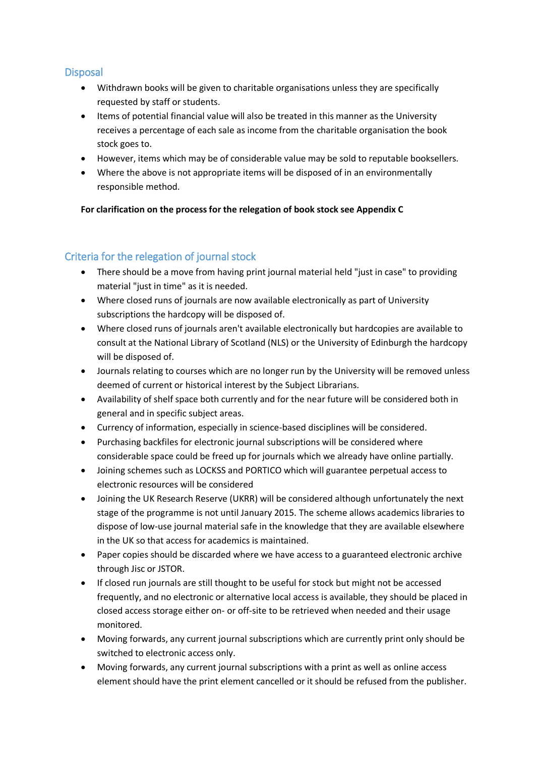## Disposal

- Withdrawn books will be given to charitable organisations unless they are specifically requested by staff or students.
- Items of potential financial value will also be treated in this manner as the University receives a percentage of each sale as income from the charitable organisation the book stock goes to.
- However, items which may be of considerable value may be sold to reputable booksellers.
- Where the above is not appropriate items will be disposed of in an environmentally responsible method.

**For clarification on the process for the relegation of book stock see Appendix C**

## Criteria for the relegation of journal stock

- There should be a move from having print journal material held "just in case" to providing material "just in time" as it is needed.
- Where closed runs of journals are now available electronically as part of University subscriptions the hardcopy will be disposed of.
- Where closed runs of journals aren't available electronically but hardcopies are available to consult at the National Library of Scotland (NLS) or the University of Edinburgh the hardcopy will be disposed of.
- Journals relating to courses which are no longer run by the University will be removed unless deemed of current or historical interest by the Subject Librarians.
- Availability of shelf space both currently and for the near future will be considered both in general and in specific subject areas.
- Currency of information, especially in science-based disciplines will be considered.
- Purchasing backfiles for electronic journal subscriptions will be considered where considerable space could be freed up for journals which we already have online partially.
- Joining schemes such as LOCKSS and PORTICO which will guarantee perpetual access to electronic resources will be considered
- Joining the UK Research Reserve (UKRR) will be considered although unfortunately the next stage of the programme is not until January 2015. The scheme allows academics libraries to dispose of low-use journal material safe in the knowledge that they are available elsewhere in the UK so that access for academics is maintained.
- Paper copies should be discarded where we have access to a guaranteed electronic archive through Jisc or JSTOR.
- If closed run journals are still thought to be useful for stock but might not be accessed frequently, and no electronic or alternative local access is available, they should be placed in closed access storage either on- or off-site to be retrieved when needed and their usage monitored.
- Moving forwards, any current journal subscriptions which are currently print only should be switched to electronic access only.
- Moving forwards, any current journal subscriptions with a print as well as online access element should have the print element cancelled or it should be refused from the publisher.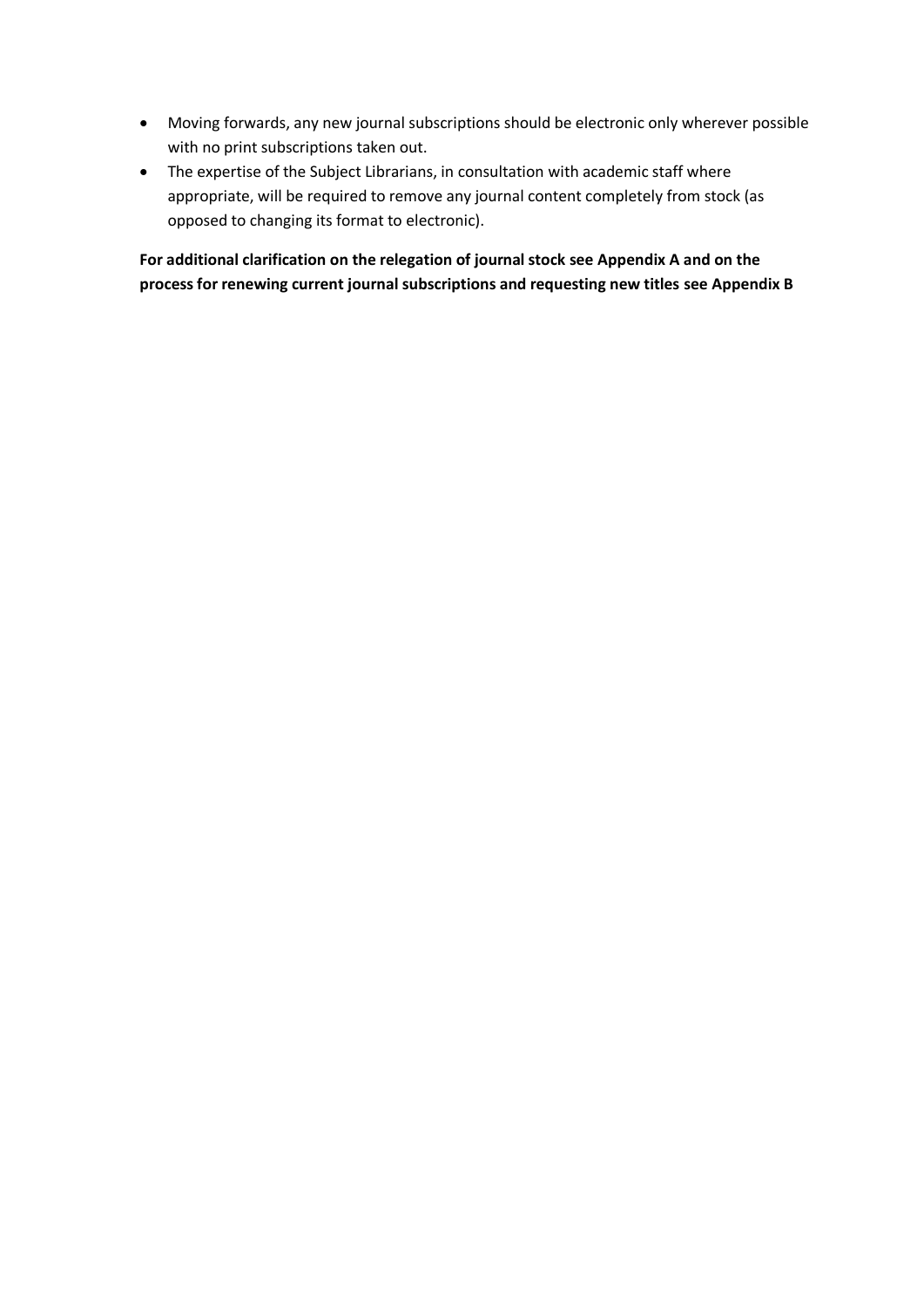- Moving forwards, any new journal subscriptions should be electronic only wherever possible with no print subscriptions taken out.
- The expertise of the Subject Librarians, in consultation with academic staff where appropriate, will be required to remove any journal content completely from stock (as opposed to changing its format to electronic).

**For additional clarification on the relegation of journal stock see Appendix A and on the process for renewing current journal subscriptions and requesting new titles see Appendix B**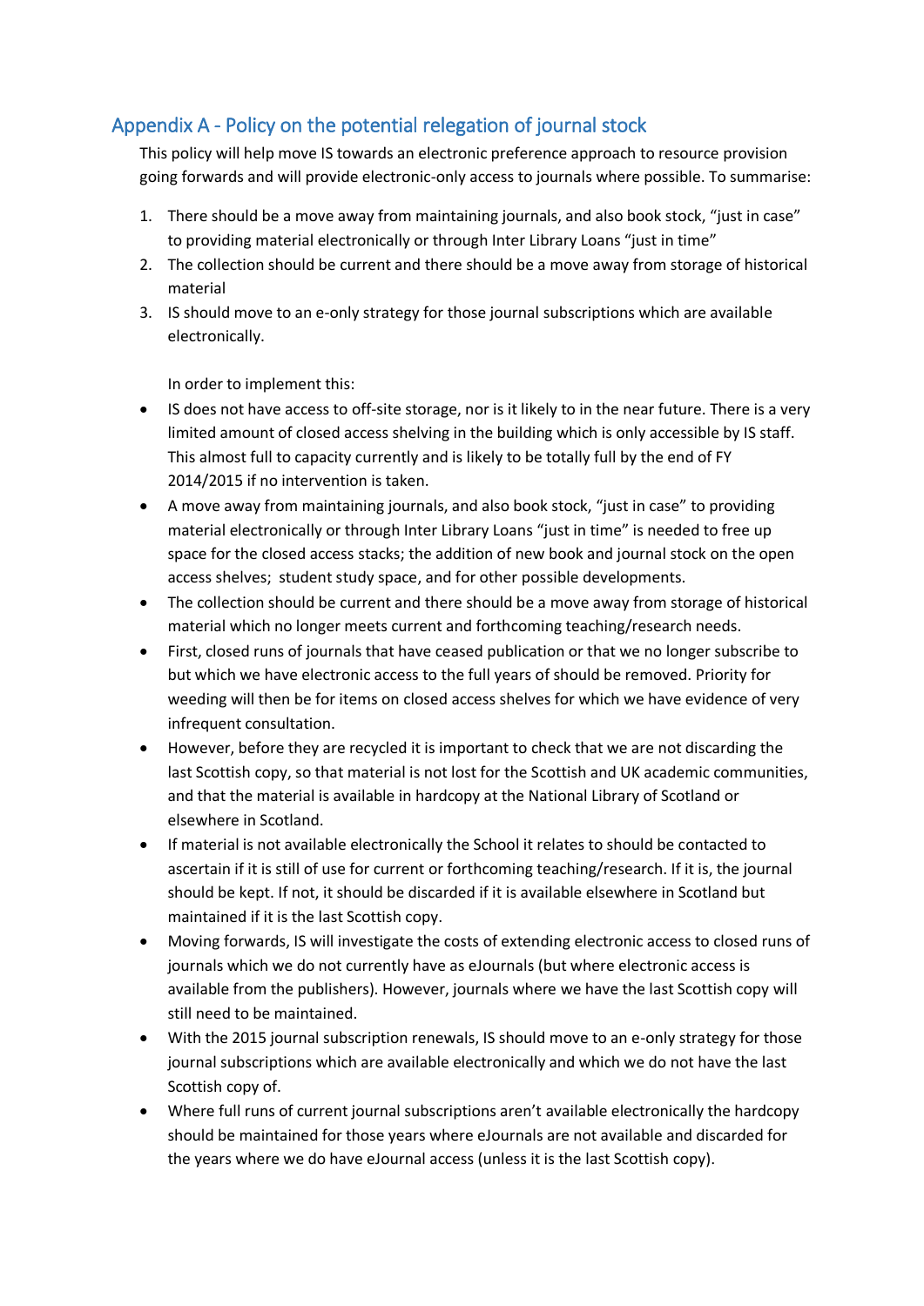## Appendix A - Policy on the potential relegation of journal stock

This policy will help move IS towards an electronic preference approach to resource provision going forwards and will provide electronic-only access to journals where possible. To summarise:

1. There should be a move away from maintaining journals, and also book stock, "just in case" to providing material electronically or through Inter Library Loans "just in time"
2. The collection should be current and there should be a move away from storage of historical material
3. IS should move to an e-only strategy for those journal subscriptions which are available electronically.

In order to implement this:

- IS does not have access to off-site storage, nor is it likely to in the near future. There is a very limited amount of closed access shelving in the building which is only accessible by IS staff. This almost full to capacity currently and is likely to be totally full by the end of FY 2014/2015 if no intervention is taken.
- A move away from maintaining journals, and also book stock, "just in case" to providing material electronically or through Inter Library Loans "just in time" is needed to free up space for the closed access stacks; the addition of new book and journal stock on the open access shelves; student study space, and for other possible developments.
- The collection should be current and there should be a move away from storage of historical material which no longer meets current and forthcoming teaching/research needs.
- First, closed runs of journals that have ceased publication or that we no longer subscribe to but which we have electronic access to the full years of should be removed. Priority for weeding will then be for items on closed access shelves for which we have evidence of very infrequent consultation.
- However, before they are recycled it is important to check that we are not discarding the last Scottish copy, so that material is not lost for the Scottish and UK academic communities, and that the material is available in hardcopy at the National Library of Scotland or elsewhere in Scotland.
- If material is not available electronically the School it relates to should be contacted to ascertain if it is still of use for current or forthcoming teaching/research. If it is, the journal should be kept. If not, it should be discarded if it is available elsewhere in Scotland but maintained if it is the last Scottish copy.
- Moving forwards, IS will investigate the costs of extending electronic access to closed runs of journals which we do not currently have as eJournals (but where electronic access is available from the publishers). However, journals where we have the last Scottish copy will still need to be maintained.
- With the 2015 journal subscription renewals, IS should move to an e-only strategy for those journal subscriptions which are available electronically and which we do not have the last Scottish copy of.
- Where full runs of current journal subscriptions aren't available electronically the hardcopy should be maintained for those years where eJournals are not available and discarded for the years where we do have eJournal access (unless it is the last Scottish copy).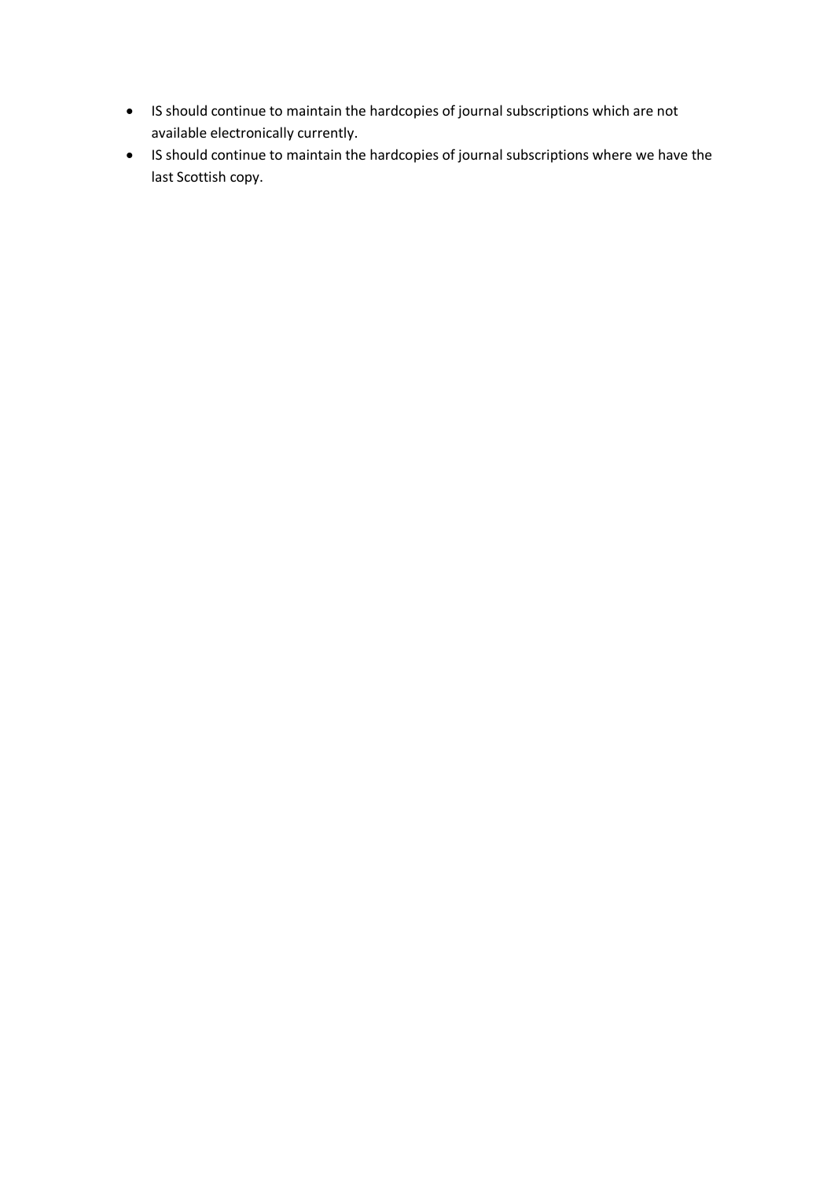- IS should continue to maintain the hardcopies of journal subscriptions which are not available electronically currently.
- IS should continue to maintain the hardcopies of journal subscriptions where we have the last Scottish copy.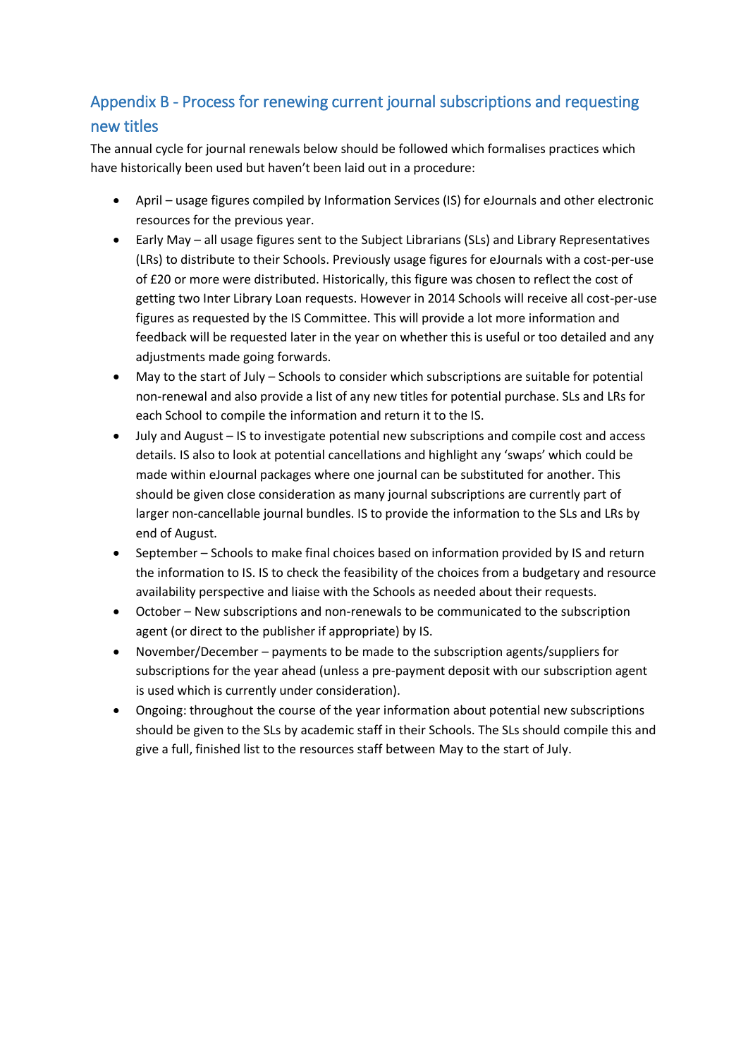## Appendix B - Process for renewing current journal subscriptions and requesting new titles

The annual cycle for journal renewals below should be followed which formalises practices which have historically been used but haven't been laid out in a procedure:

- April – usage figures compiled by Information Services (IS) for eJournals and other electronic resources for the previous year.
- Early May – all usage figures sent to the Subject Librarians (SLs) and Library Representatives (LRs) to distribute to their Schools. Previously usage figures for eJournals with a cost-per-use of £20 or more were distributed. Historically, this figure was chosen to reflect the cost of getting two Inter Library Loan requests. However in 2014 Schools will receive all cost-per-use figures as requested by the IS Committee. This will provide a lot more information and feedback will be requested later in the year on whether this is useful or too detailed and any adjustments made going forwards.
- May to the start of July – Schools to consider which subscriptions are suitable for potential non-renewal and also provide a list of any new titles for potential purchase. SLs and LRs for each School to compile the information and return it to the IS.
- July and August – IS to investigate potential new subscriptions and compile cost and access details. IS also to look at potential cancellations and highlight any 'swaps' which could be made within eJournal packages where one journal can be substituted for another. This should be given close consideration as many journal subscriptions are currently part of larger non-cancellable journal bundles. IS to provide the information to the SLs and LRs by end of August.
- September – Schools to make final choices based on information provided by IS and return the information to IS. IS to check the feasibility of the choices from a budgetary and resource availability perspective and liaise with the Schools as needed about their requests.
- October – New subscriptions and non-renewals to be communicated to the subscription agent (or direct to the publisher if appropriate) by IS.
- November/December – payments to be made to the subscription agents/suppliers for subscriptions for the year ahead (unless a pre-payment deposit with our subscription agent is used which is currently under consideration).
- Ongoing: throughout the course of the year information about potential new subscriptions should be given to the SLs by academic staff in their Schools. The SLs should compile this and give a full, finished list to the resources staff between May to the start of July.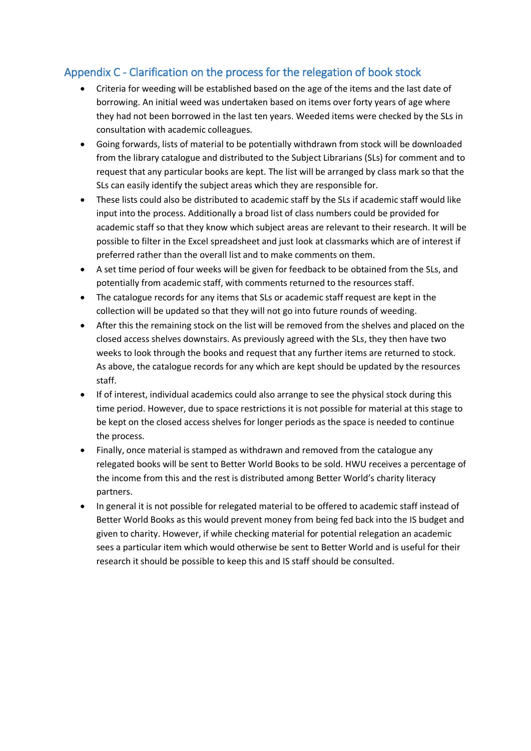## Appendix C - Clarification on the process for the relegation of book stock

- Criteria for weeding will be established based on the age of the items and the last date of borrowing. An initial weed was undertaken based on items over forty years of age where they had not been borrowed in the last ten years. Weeded items were checked by the SLs in consultation with academic colleagues.
- Going forwards, lists of material to be potentially withdrawn from stock will be downloaded from the library catalogue and distributed to the Subject Librarians (SLs) for comment and to request that any particular books are kept. The list will be arranged by class mark so that the SLs can easily identify the subject areas which they are responsible for.
- These lists could also be distributed to academic staff by the SLs if academic staff would like input into the process. Additionally a broad list of class numbers could be provided for academic staff so that they know which subject areas are relevant to their research. It will be possible to filter in the Excel spreadsheet and just look at classmarks which are of interest if preferred rather than the overall list and to make comments on them.
- A set time period of four weeks will be given for feedback to be obtained from the SLs, and potentially from academic staff, with comments returned to the resources staff.
- The catalogue records for any items that SLs or academic staff request are kept in the collection will be updated so that they will not go into future rounds of weeding.
- After this the remaining stock on the list will be removed from the shelves and placed on the closed access shelves downstairs. As previously agreed with the SLs, they then have two weeks to look through the books and request that any further items are returned to stock. As above, the catalogue records for any which are kept should be updated by the resources staff.
- If of interest, individual academics could also arrange to see the physical stock during this time period. However, due to space restrictions it is not possible for material at this stage to be kept on the closed access shelves for longer periods as the space is needed to continue the process.
- Finally, once material is stamped as withdrawn and removed from the catalogue any relegated books will be sent to Better World Books to be sold. HWU receives a percentage of the income from this and the rest is distributed among Better World's charity literacy partners.
- In general it is not possible for relegated material to be offered to academic staff instead of Better World Books as this would prevent money from being fed back into the IS budget and given to charity. However, if while checking material for potential relegation an academic sees a particular item which would otherwise be sent to Better World and is useful for their research it should be possible to keep this and IS staff should be consulted.